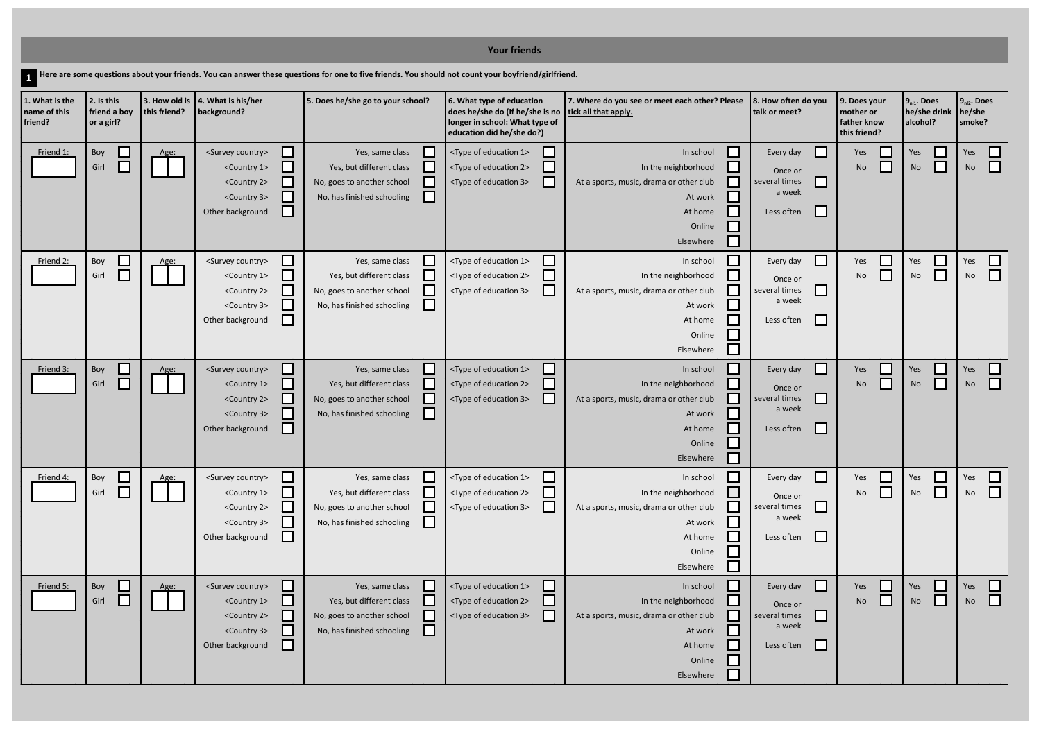## Your friends

**1** Here are some questions about your friends. You can answer these questions for one to five friends. You should not count your boyfriend/girlfriend.

| 1. What is the name of this friend? | 2. Is this friend a boy or a girl? | 3. How old is this friend? | 4. What is his/her background? | 5. Does he/she go to your school? | 6. What type of education does he/she do (If he/she is no longer in school: What type of education did he/she do?) | 7. Where do you see or meet each other? Please tick all that apply. | 8. How often do you talk or meet? | 9. Does your mother or father know this friend? | $9_{nl1}$. Does he/she drink alcohol? | $9_{nl2}$. Does he/she smoke? |
|---|---|---|---|---|---|---|---|---|---|---|
| Friend 1: ☐ | Boy ☐ Girl ☐ | Age: ☐☐ | <Survey country> ☐ <Country 1> ☐ <Country 2> ☐ <Country 3> ☐ Other background ☐ | Yes, same class ☐ Yes, but different class ☐ No, goes to another school ☐ No, has finished schooling ☐ | <Type of education 1> ☐ <Type of education 2> ☐ <Type of education 3> ☐ | In school ☐ In the neighborhood ☐ At a sports, music, drama or other club ☐ At work ☐ At home ☐ Online ☐ Elsewhere ☐ | Every day ☐ Once or several times a week ☐ Less often ☐ | Yes ☐ No ☐ | Yes ☐ No ☐ | Yes ☐ No ☐ |
| Friend 2: ☐ | Boy ☐ Girl ☐ | Age: ☐☐ | <Survey country> ☐ <Country 1> ☐ <Country 2> ☐ <Country 3> ☐ Other background ☐ | Yes, same class ☐ Yes, but different class ☐ No, goes to another school ☐ No, has finished schooling ☐ | <Type of education 1> ☐ <Type of education 2> ☐ <Type of education 3> ☐ | In school ☐ In the neighborhood ☐ At a sports, music, drama or other club ☐ At work ☐ At home ☐ Online ☐ Elsewhere ☐ | Every day ☐ Once or several times a week ☐ Less often ☐ | Yes ☐ No ☐ | Yes ☐ No ☐ | Yes ☐ No ☐ |
| Friend 3: ☐ | Boy ☐ Girl ☐ | Age: ☐☐ | <Survey country> ☐ <Country 1> ☐ <Country 2> ☐ <Country 3> ☐ Other background ☐ | Yes, same class ☐ Yes, but different class ☐ No, goes to another school ☐ No, has finished schooling ☐ | <Type of education 1> ☐ <Type of education 2> ☐ <Type of education 3> ☐ | In school ☐ In the neighborhood ☐ At a sports, music, drama or other club ☐ At work ☐ At home ☐ Online ☐ Elsewhere ☐ | Every day ☐ Once or several times a week ☐ Less often ☐ | Yes ☐ No ☐ | Yes ☐ No ☐ | Yes ☐ No ☐ |
| Friend 4: ☐ | Boy ☐ Girl ☐ | Age: ☐☐ | <Survey country> ☐ <Country 1> ☐ <Country 2> ☐ <Country 3> ☐ Other background ☐ | Yes, same class ☐ Yes, but different class ☐ No, goes to another school ☐ No, has finished schooling ☐ | <Type of education 1> ☐ <Type of education 2> ☐ <Type of education 3> ☐ | In school ☐ In the neighborhood ☐ At a sports, music, drama or other club ☐ At work ☐ At home ☐ Online ☐ Elsewhere ☐ | Every day ☐ Once or several times a week ☐ Less often ☐ | Yes ☐ No ☐ | Yes ☐ No ☐ | Yes ☐ No ☐ |
| Friend 5: ☐ | Boy ☐ Girl ☐ | Age: ☐☐ | <Survey country> ☐ <Country 1> ☐ <Country 2> ☐ <Country 3> ☐ Other background ☐ | Yes, same class ☐ Yes, but different class ☐ No, goes to another school ☐ No, has finished schooling ☐ | <Type of education 1> ☐ <Type of education 2> ☐ <Type of education 3> ☐ | In school ☐ In the neighborhood ☐ At a sports, music, drama or other club ☐ At work ☐ At home ☐ Online ☐ Elsewhere ☐ | Every day ☐ Once or several times a week ☐ Less often ☐ | Yes ☐ No ☐ | Yes ☐ No ☐ | Yes ☐ No ☐ |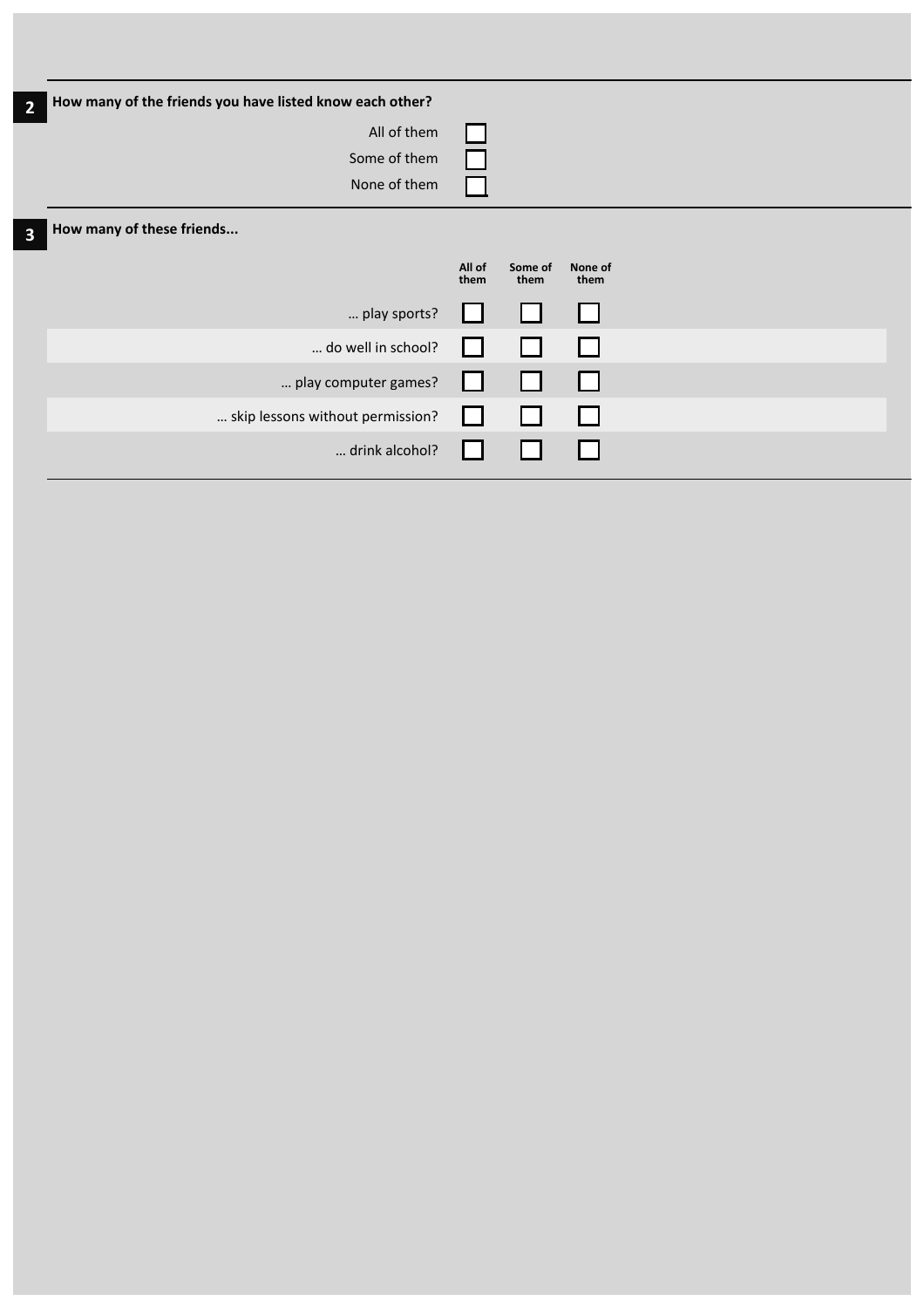**2** **How many of the friends you have listed know each other?**

- All of them ☐
- Some of them ☐
- None of them ☐

**3** **How many of these friends...**

| | All of them | Some of them | None of them |
|---|---|---|---|
| … play sports? | ☐ | ☐ | ☐ |
| … do well in school? | ☐ | ☐ | ☐ |
| … play computer games? | ☐ | ☐ | ☐ |
| … skip lessons without permission? | ☐ | ☐ | ☐ |
| … drink alcohol? | ☐ | ☐ | ☐ |